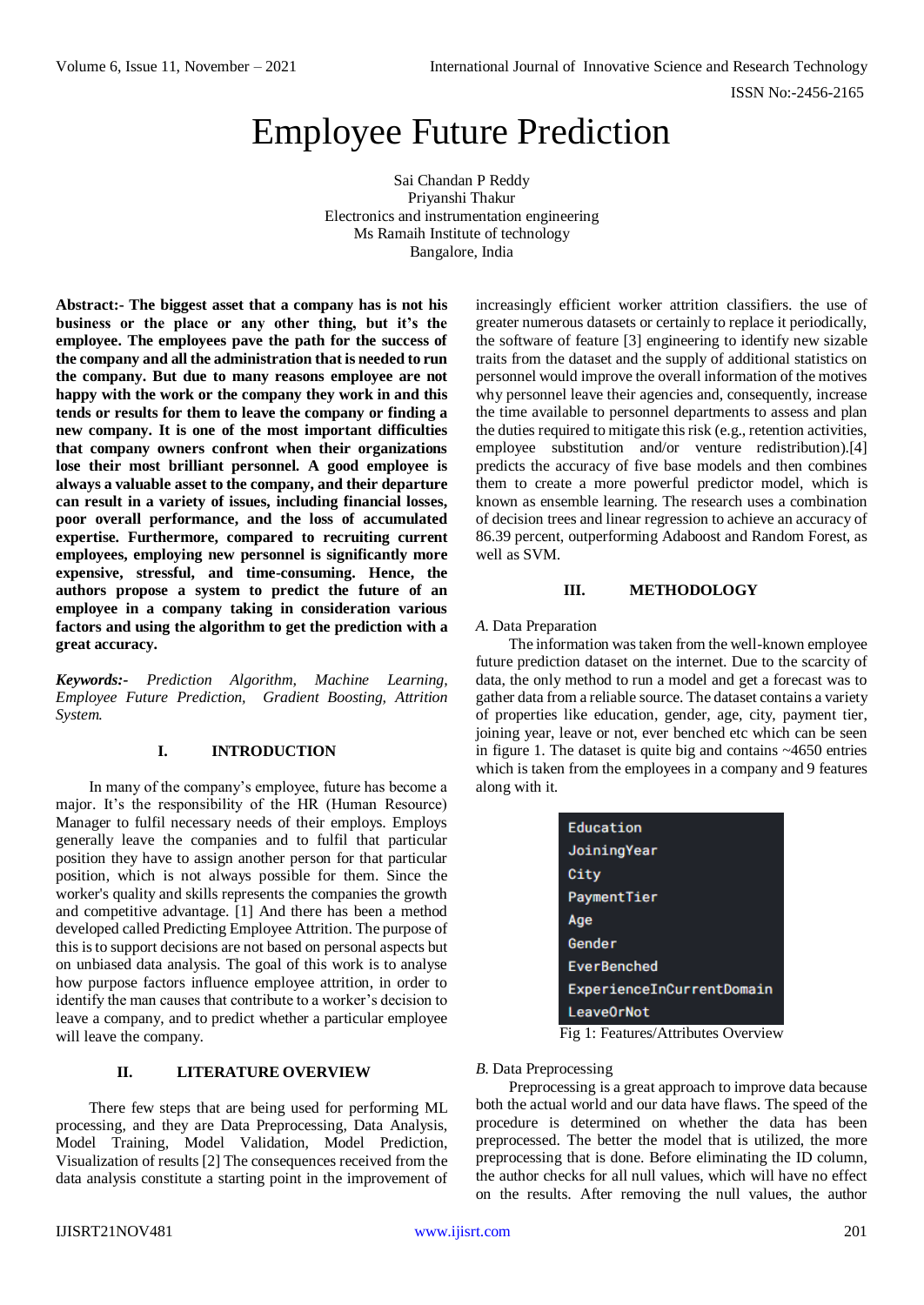# Employee Future Prediction

Sai Chandan P Reddy
Priyanshi Thakur
Electronics and instrumentation engineering
Ms Ramaih Institute of technology
Bangalore, India

**Abstract:- The biggest asset that a company has is not his business or the place or any other thing, but it's the employee. The employees pave the path for the success of the company and all the administration that is needed to run the company. But due to many reasons employee are not happy with the work or the company they work in and this tends or results for them to leave the company or finding a new company. It is one of the most important difficulties that company owners confront when their organizations lose their most brilliant personnel. A good employee is always a valuable asset to the company, and their departure can result in a variety of issues, including financial losses, poor overall performance, and the loss of accumulated expertise. Furthermore, compared to recruiting current employees, employing new personnel is significantly more expensive, stressful, and time-consuming. Hence, the authors propose a system to predict the future of an employee in a company taking in consideration various factors and using the algorithm to get the prediction with a great accuracy.**

***Keywords:-*** *Prediction Algorithm, Machine Learning, Employee Future Prediction, Gradient Boosting, Attrition System.*

## I. INTRODUCTION

In many of the company's employee, future has become a major. It's the responsibility of the HR (Human Resource) Manager to fulfil necessary needs of their employs. Employs generally leave the companies and to fulfil that particular position they have to assign another person for that particular position, which is not always possible for them. Since the worker's quality and skills represents the companies the growth and competitive advantage. [1] And there has been a method developed called Predicting Employee Attrition. The purpose of this is to support decisions are not based on personal aspects but on unbiased data analysis. The goal of this work is to analyse how purpose factors influence employee attrition, in order to identify the man causes that contribute to a worker's decision to leave a company, and to predict whether a particular employee will leave the company.

## II. LITERATURE OVERVIEW

There few steps that are being used for performing ML processing, and they are Data Preprocessing, Data Analysis, Model Training, Model Validation, Model Prediction, Visualization of results [2] The consequences received from the data analysis constitute a starting point in the improvement of increasingly efficient worker attrition classifiers. the use of greater numerous datasets or certainly to replace it periodically, the software of feature [3] engineering to identify new sizable traits from the dataset and the supply of additional statistics on personnel would improve the overall information of the motives why personnel leave their agencies and, consequently, increase the time available to personnel departments to assess and plan the duties required to mitigate this risk (e.g., retention activities, employee substitution and/or venture redistribution).[4] predicts the accuracy of five base models and then combines them to create a more powerful predictor model, which is known as ensemble learning. The research uses a combination of decision trees and linear regression to achieve an accuracy of 86.39 percent, outperforming Adaboost and Random Forest, as well as SVM.

## III. METHODOLOGY

*A.* Data Preparation

The information was taken from the well-known employee future prediction dataset on the internet. Due to the scarcity of data, the only method to run a model and get a forecast was to gather data from a reliable source. The dataset contains a variety of properties like education, gender, age, city, payment tier, joining year, leave or not, ever benched etc which can be seen in figure 1. The dataset is quite big and contains ~4650 entries which is taken from the employees in a company and 9 features along with it.

```
Education
JoiningYear
City
PaymentTier
Age
Gender
EverBenched
ExperienceInCurrentDomain
LeaveOrNot
```

Fig 1: Features/Attributes Overview

*B.* Data Preprocessing

Preprocessing is a great approach to improve data because both the actual world and our data have flaws. The speed of the procedure is determined on whether the data has been preprocessed. The better the model that is utilized, the more preprocessing that is done. Before eliminating the ID column, the author checks for all null values, which will have no effect on the results. After removing the null values, the author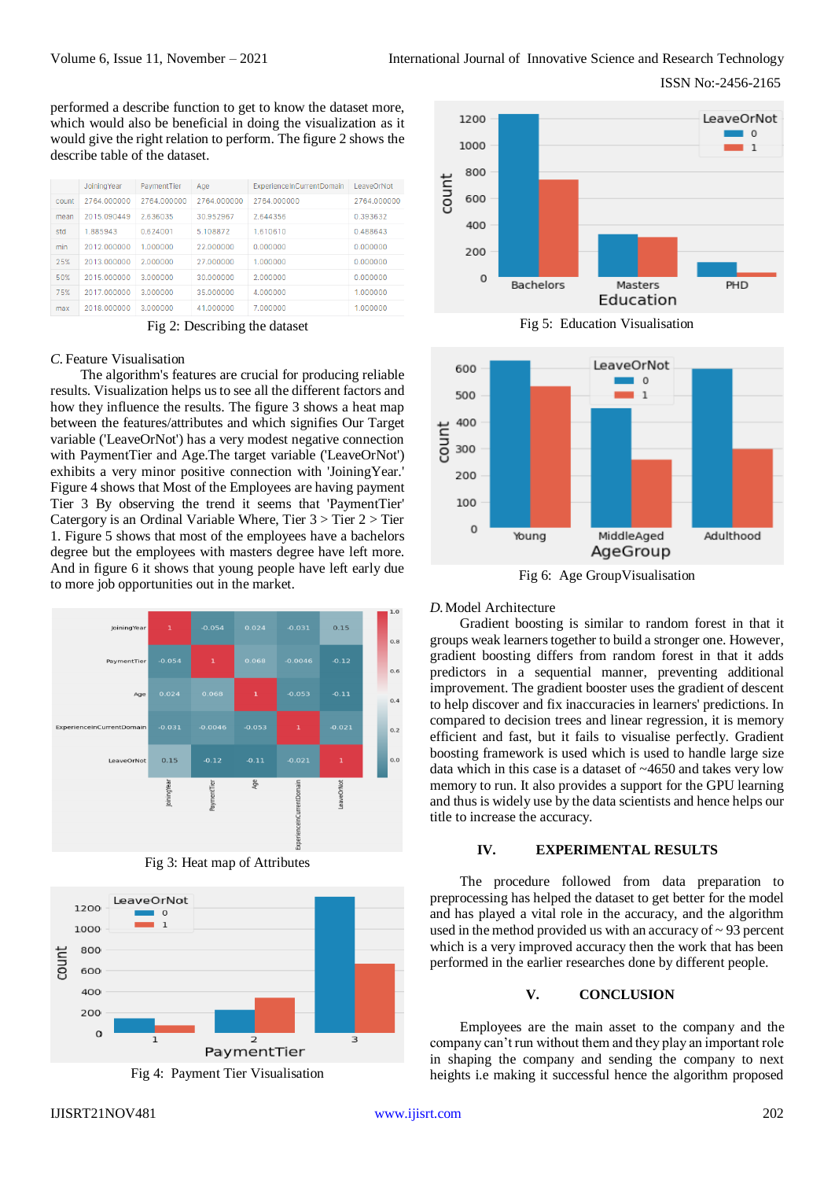performed a describe function to get to know the dataset more, which would also be beneficial in doing the visualization as it would give the right relation to perform. The figure 2 shows the describe table of the dataset.

| | JoiningYear | PaymentTier | Age | ExperienceInCurrentDomain | LeaveOrNot |
|---|---|---|---|---|---|
| count | 2764.000000 | 2764.000000 | 2764.000000 | 2764.000000 | 2764.000000 |
| mean | 2015.090449 | 2.636035 | 30.952967 | 2.644356 | 0.393632 |
| std | 1.885943 | 0.624001 | 5.108872 | 1.610610 | 0.488643 |
| min | 2012.000000 | 1.000000 | 22.000000 | 0.000000 | 0.000000 |
| 25% | 2013.000000 | 2.000000 | 27.000000 | 1.000000 | 0.000000 |
| 50% | 2015.000000 | 3.000000 | 30.000000 | 2.000000 | 0.000000 |
| 75% | 2017.000000 | 3.000000 | 35.000000 | 4.000000 | 1.000000 |
| max | 2018.000000 | 3.000000 | 41.000000 | 7.000000 | 1.000000 |

Fig 2: Describing the dataset

### C. Feature Visualisation

The algorithm's features are crucial for producing reliable results. Visualization helps us to see all the different factors and how they influence the results. The figure 3 shows a heat map between the features/attributes and which signifies Our Target variable ('LeaveOrNot') has a very modest negative connection with PaymentTier and Age.The target variable ('LeaveOrNot') exhibits a very minor positive connection with 'JoiningYear.' Figure 4 shows that Most of the Employees are having payment Tier 3 By observing the trend it seems that 'PaymentTier' Catergory is an Ordinal Variable Where, Tier 3 > Tier 2 > Tier 1. Figure 5 shows that most of the employees have a bachelors degree but the employees with masters degree have left more. And in figure 6 it shows that young people have left early due to more job opportunities out in the market.

Fig 3: Heat map of Attributes

Fig 4: Payment Tier Visualisation

Fig 5: Education Visualisation

Fig 6: Age GroupVisualisation

### D. Model Architecture

Gradient boosting is similar to random forest in that it groups weak learners together to build a stronger one. However, gradient boosting differs from random forest in that it adds predictors in a sequential manner, preventing additional improvement. The gradient booster uses the gradient of descent to help discover and fix inaccuracies in learners' predictions. In compared to decision trees and linear regression, it is memory efficient and fast, but it fails to visualise perfectly. Gradient boosting framework is used which is used to handle large scale data which in this case is a dataset of ~4650 and takes very low memory to run. It also provides a support for the GPU learning and thus is widely use by the data scientists and hence helps our title to increase the accuracy.

## IV. EXPERIMENTAL RESULTS

The procedure followed from data preparation to preprocessing has helped the dataset to get better for the model and has played a vital role in the accuracy, and the algorithm used in the method provided us with an accuracy of ~ 93 percent which is a very improved accuracy then the work that has been performed in the earlier researches done by different people.

## V. CONCLUSION

Employees are the main asset to the company and the company can't run without them and they play an important role in shaping the company and sending the company to next heights i.e making it successful hence the algorithm proposed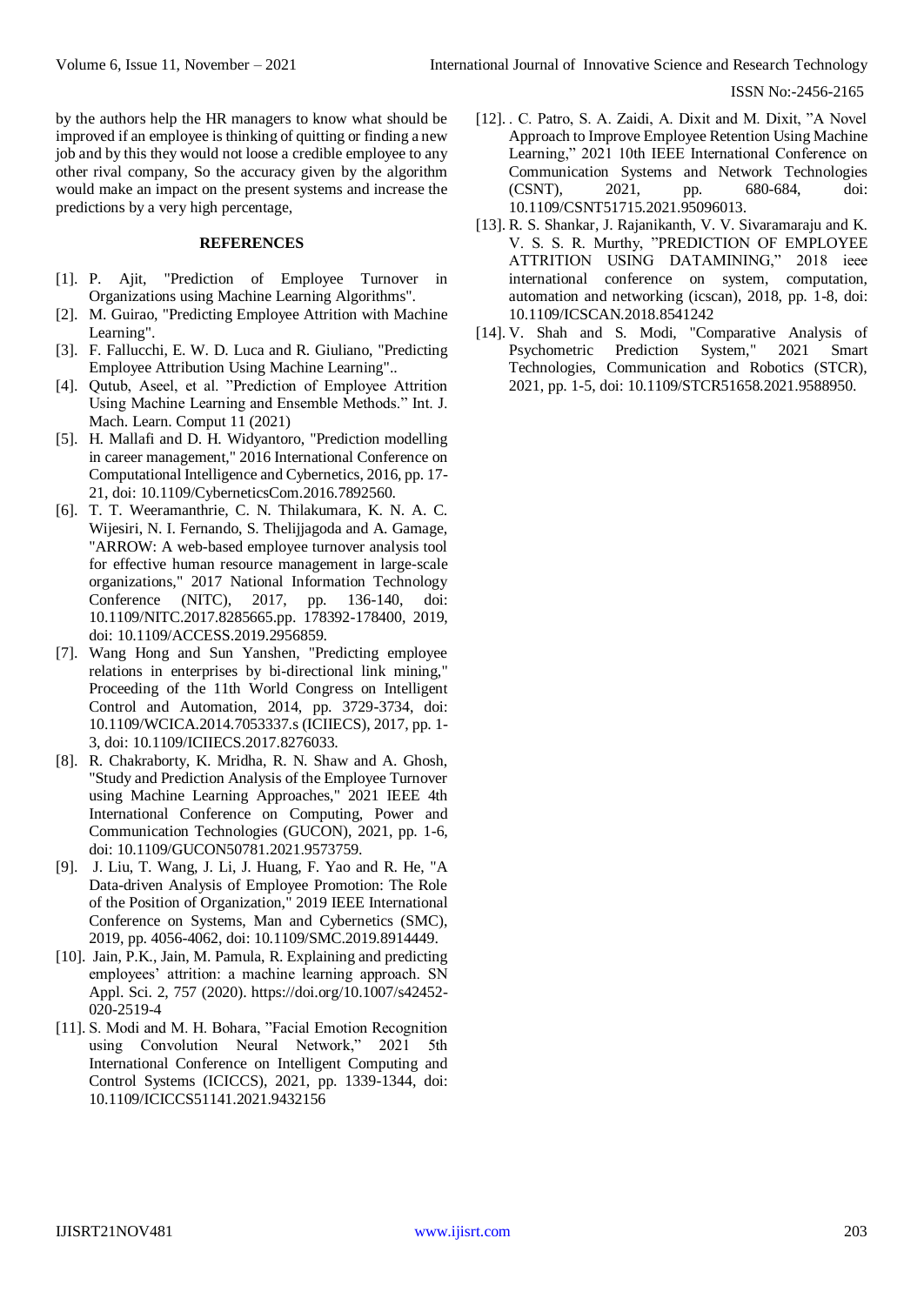by the authors help the HR managers to know what should be improved if an employee is thinking of quitting or finding a new job and by this they would not loose a credible employee to any other rival company, So the accuracy given by the algorithm would make an impact on the present systems and increase the predictions by a very high percentage,

## REFERENCES

- [1]. P. Ajit, "Prediction of Employee Turnover in Organizations using Machine Learning Algorithms".
- [2]. M. Guirao, "Predicting Employee Attrition with Machine Learning".
- [3]. F. Fallucchi, E. W. D. Luca and R. Giuliano, "Predicting Employee Attribution Using Machine Learning"..
- [4]. Qutub, Aseel, et al. "Prediction of Employee Attrition Using Machine Learning and Ensemble Methods." Int. J. Mach. Learn. Comput 11 (2021)
- [5]. H. Mallafi and D. H. Widyantoro, "Prediction modelling in career management," 2016 International Conference on Computational Intelligence and Cybernetics, 2016, pp. 17-21, doi: 10.1109/CyberneticsCom.2016.7892560.
- [6]. T. T. Weeramanthrie, C. N. Thilakumara, K. N. A. C. Wijesiri, N. I. Fernando, S. Thelijjagoda and A. Gamage, "ARROW: A web-based employee turnover analysis tool for effective human resource management in large-scale organizations," 2017 National Information Technology Conference (NITC), 2017, pp. 136-140, doi: 10.1109/NITC.2017.8285665.pp. 178392-178400, 2019, doi: 10.1109/ACCESS.2019.2956859.
- [7]. Wang Hong and Sun Yanshen, "Predicting employee relations in enterprises by bi-directional link mining," Proceeding of the 11th World Congress on Intelligent Control and Automation, 2014, pp. 3729-3734, doi: 10.1109/WCICA.2014.7053337.s (ICIIECS), 2017, pp. 1-3, doi: 10.1109/ICIIECS.2017.8276033.
- [8]. R. Chakraborty, K. Mridha, R. N. Shaw and A. Ghosh, "Study and Prediction Analysis of the Employee Turnover using Machine Learning Approaches," 2021 IEEE 4th International Conference on Computing, Power and Communication Technologies (GUCON), 2021, pp. 1-6, doi: 10.1109/GUCON50781.2021.9573759.
- [9]. J. Liu, T. Wang, J. Li, J. Huang, F. Yao and R. He, "A Data-driven Analysis of Employee Promotion: The Role of the Position of Organization," 2019 IEEE International Conference on Systems, Man and Cybernetics (SMC), 2019, pp. 4056-4062, doi: 10.1109/SMC.2019.8914449.
- [10]. Jain, P.K., Jain, M. Pamula, R. Explaining and predicting employees' attrition: a machine learning approach. SN Appl. Sci. 2, 757 (2020). https://doi.org/10.1007/s42452-020-2519-4
- [11]. S. Modi and M. H. Bohara, "Facial Emotion Recognition using Convolution Neural Network," 2021 5th International Conference on Intelligent Computing and Control Systems (ICICCS), 2021, pp. 1339-1344, doi: 10.1109/ICICCS51141.2021.9432156
- [12]. . C. Patro, S. A. Zaidi, A. Dixit and M. Dixit, "A Novel Approach to Improve Employee Retention Using Machine Learning," 2021 10th IEEE International Conference on Communication Systems and Network Technologies (CSNT), 2021, pp. 680-684, doi: 10.1109/CSNT51715.2021.95096013.
- [13]. R. S. Shankar, J. Rajanikanth, V. V. Sivaramaraju and K. V. S. S. R. Murthy, "PREDICTION OF EMPLOYEE ATTRITION USING DATAMINING," 2018 ieee international conference on system, computation, automation and networking (icscan), 2018, pp. 1-8, doi: 10.1109/ICSCAN.2018.8541242
- [14]. V. Shah and S. Modi, "Comparative Analysis of Psychometric Prediction System," 2021 Smart Technologies, Communication and Robotics (STCR), 2021, pp. 1-5, doi: 10.1109/STCR51658.2021.9588950.